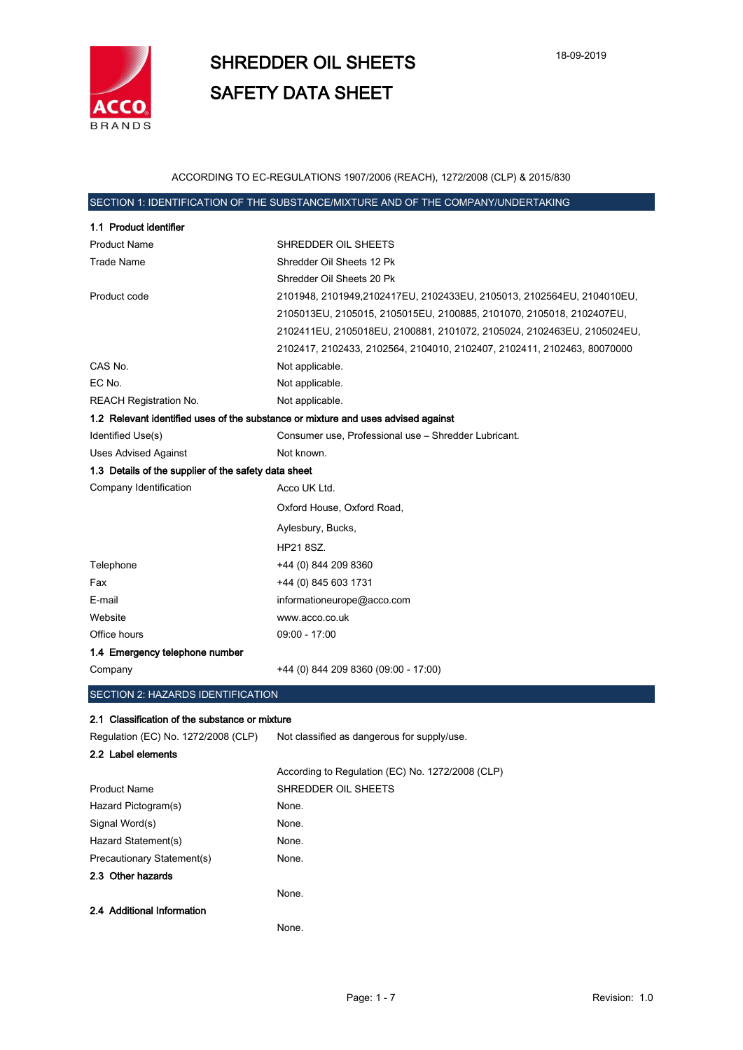# SHREDDER OIL SHEETS

# SAFETY DATA SHEET

18-09-2019

ACCORDING TO EC-REGULATIONS 1907/2006 (REACH), 1272/2008 (CLP) & 2015/830

## SECTION 1: IDENTIFICATION OF THE SUBSTANCE/MIXTURE AND OF THE COMPANY/UNDERTAKING

### 1.1 Product identifier

| | |
|---|---|
| Product Name | SHREDDER OIL SHEETS |
| Trade Name | Shredder Oil Sheets 12 Pk<br>Shredder Oil Sheets 20 Pk |
| Product code | 2101948, 2101949,2102417EU, 2102433EU, 2105013, 2102564EU, 2104010EU, 2105013EU, 2105015, 2105015EU, 2100885, 2101070, 2105018, 2102407EU, 2102411EU, 2105018EU, 2100881, 2101072, 2105024, 2102463EU, 2105024EU, 2102417, 2102433, 2102564, 2104010, 2102407, 2102411, 2102463, 80070000 |
| CAS No. | Not applicable. |
| EC No. | Not applicable. |
| REACH Registration No. | Not applicable. |

### 1.2 Relevant identified uses of the substance or mixture and uses advised against

| | |
|---|---|
| Identified Use(s) | Consumer use, Professional use – Shredder Lubricant. |
| Uses Advised Against | Not known. |

### 1.3 Details of the supplier of the safety data sheet

| | |
|---|---|
| Company Identification | Acco UK Ltd.<br>Oxford House, Oxford Road,<br>Aylesbury, Bucks,<br>HP21 8SZ. |
| Telephone | +44 (0) 844 209 8360 |
| Fax | +44 (0) 845 603 1731 |
| E-mail | informationeurope@acco.com |
| Website | www.acco.co.uk |
| Office hours | 09:00 - 17:00 |

### 1.4 Emergency telephone number

| | |
|---|---|
| Company | +44 (0) 844 209 8360 (09:00 - 17:00) |

## SECTION 2: HAZARDS IDENTIFICATION

### 2.1 Classification of the substance or mixture

| | |
|---|---|
| Regulation (EC) No. 1272/2008 (CLP) | Not classified as dangerous for supply/use. |

### 2.2 Label elements

According to Regulation (EC) No. 1272/2008 (CLP)

| | |
|---|---|
| Product Name | SHREDDER OIL SHEETS |
| Hazard Pictogram(s) | None. |
| Signal Word(s) | None. |
| Hazard Statement(s) | None. |
| Precautionary Statement(s) | None. |

### 2.3 Other hazards

None.

### 2.4 Additional Information

None.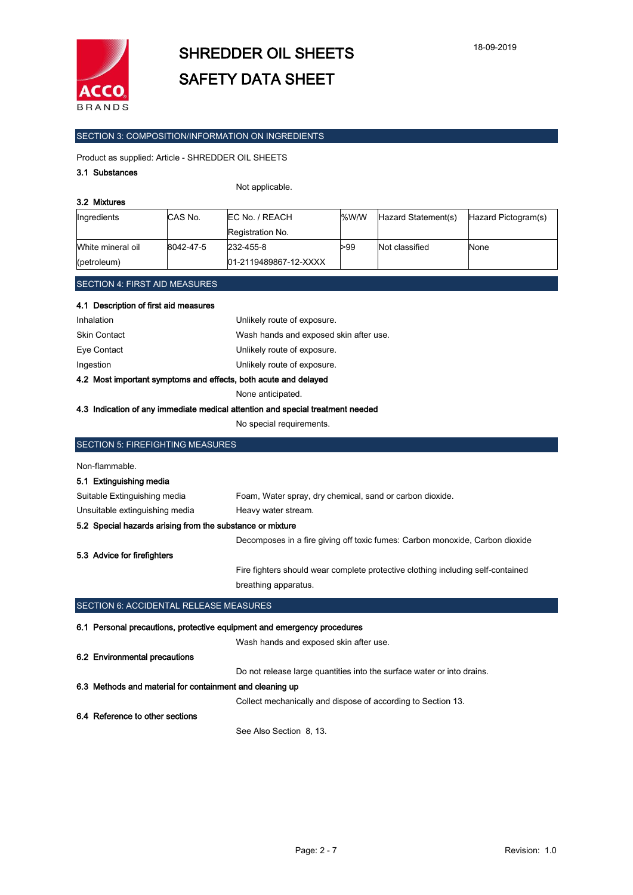SECTION 3: COMPOSITION/INFORMATION ON INGREDIENTS

Product as supplied: Article - SHREDDER OIL SHEETS

**3.1 Substances**

Not applicable.

**3.2 Mixtures**

| Ingredients | CAS No. | EC No. / REACH Registration No. | %W/W | Hazard Statement(s) | Hazard Pictogram(s) |
|---|---|---|---|---|---|
| White mineral oil (petroleum) | 8042-47-5 | 232-455-8 01-2119489867-12-XXXX | >99 | Not classified | None |

SECTION 4: FIRST AID MEASURES

**4.1 Description of first aid measures**

Inhalation — Unlikely route of exposure.

Skin Contact — Wash hands and exposed skin after use.

Eye Contact — Unlikely route of exposure.

Ingestion — Unlikely route of exposure.

**4.2 Most important symptoms and effects, both acute and delayed**

None anticipated.

**4.3 Indication of any immediate medical attention and special treatment needed**

No special requirements.

SECTION 5: FIREFIGHTING MEASURES

Non-flammable.

**5.1 Extinguishing media**

Suitable Extinguishing media — Foam, Water spray, dry chemical, sand or carbon dioxide.

Unsuitable extinguishing media — Heavy water stream.

**5.2 Special hazards arising from the substance or mixture**

Decomposes in a fire giving off toxic fumes: Carbon monoxide, Carbon dioxide

**5.3 Advice for firefighters**

Fire fighters should wear complete protective clothing including self-contained breathing apparatus.

SECTION 6: ACCIDENTAL RELEASE MEASURES

**6.1 Personal precautions, protective equipment and emergency procedures**

Wash hands and exposed skin after use.

**6.2 Environmental precautions**

Do not release large quantities into the surface water or into drains.

**6.3 Methods and material for containment and cleaning up**

Collect mechanically and dispose of according to Section 13.

**6.4 Reference to other sections**

See Also Section 8, 13.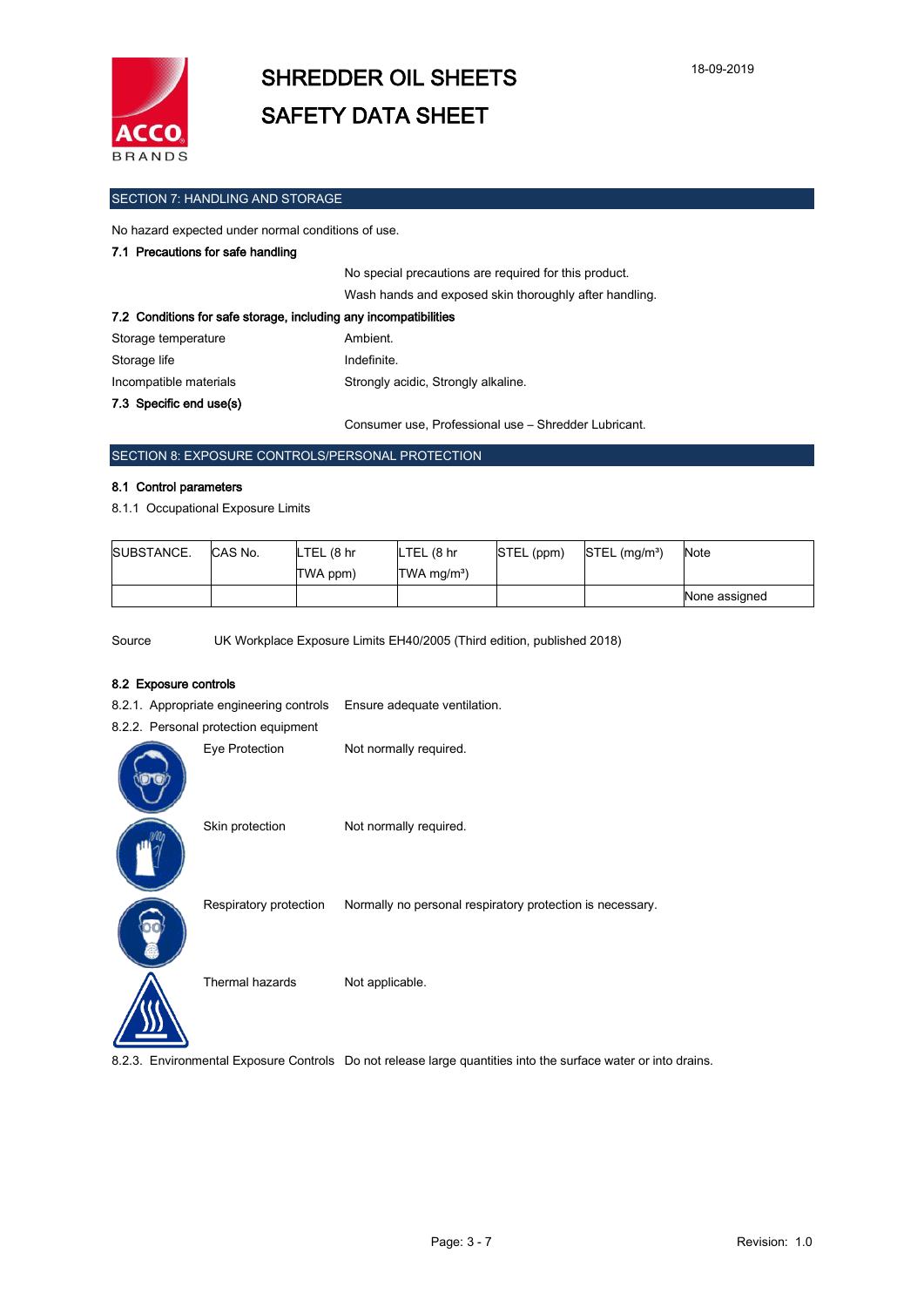## SECTION 7: HANDLING AND STORAGE

No hazard expected under normal conditions of use.

### 7.1 Precautions for safe handling

No special precautions are required for this product.

Wash hands and exposed skin thoroughly after handling.

### 7.2 Conditions for safe storage, including any incompatibilities

| | |
|---|---|
| Storage temperature | Ambient. |
| Storage life | Indefinite. |
| Incompatible materials | Strongly acidic, Strongly alkaline. |

### 7.3 Specific end use(s)

Consumer use, Professional use – Shredder Lubricant.

## SECTION 8: EXPOSURE CONTROLS/PERSONAL PROTECTION

### 8.1 Control parameters

8.1.1 Occupational Exposure Limits

| SUBSTANCE. | CAS No. | LTEL (8 hr TWA ppm) | LTEL (8 hr TWA mg/m³) | STEL (ppm) | STEL (mg/m³) | Note |
|---|---|---|---|---|---|---|
| | | | | | | None assigned |

Source UK Workplace Exposure Limits EH40/2005 (Third edition, published 2018)

### 8.2 Exposure controls

8.2.1. Appropriate engineering controls Ensure adequate ventilation.

8.2.2. Personal protection equipment

| | |
|---|---|
| Eye Protection | Not normally required. |
| Skin protection | Not normally required. |
| Respiratory protection | Normally no personal respiratory protection is necessary. |
| Thermal hazards | Not applicable. |

8.2.3. Environmental Exposure Controls Do not release large quantities into the surface water or into drains.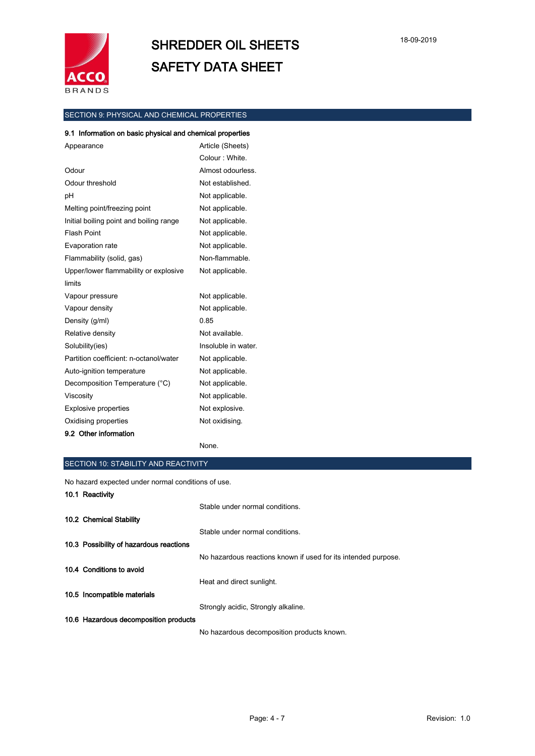## SECTION 9: PHYSICAL AND CHEMICAL PROPERTIES

### 9.1 Information on basic physical and chemical properties

| | |
|---|---|
| Appearance | Article (Sheets) |
| | Colour : White. |
| Odour | Almost odourless. |
| Odour threshold | Not established. |
| pH | Not applicable. |
| Melting point/freezing point | Not applicable. |
| Initial boiling point and boiling range | Not applicable. |
| Flash Point | Not applicable. |
| Evaporation rate | Not applicable. |
| Flammability (solid, gas) | Non-flammable. |
| Upper/lower flammability or explosive limits | Not applicable. |
| Vapour pressure | Not applicable. |
| Vapour density | Not applicable. |
| Density (g/ml) | 0.85 |
| Relative density | Not available. |
| Solubility(ies) | Insoluble in water. |
| Partition coefficient: n-octanol/water | Not applicable. |
| Auto-ignition temperature | Not applicable. |
| Decomposition Temperature (°C) | Not applicable. |
| Viscosity | Not applicable. |
| Explosive properties | Not explosive. |
| Oxidising properties | Not oxidising. |

### 9.2 Other information

None.

## SECTION 10: STABILITY AND REACTIVITY

No hazard expected under normal conditions of use.

### 10.1 Reactivity

Stable under normal conditions.

### 10.2 Chemical Stability

Stable under normal conditions.

### 10.3 Possibility of hazardous reactions

No hazardous reactions known if used for its intended purpose.

### 10.4 Conditions to avoid

Heat and direct sunlight.

### 10.5 Incompatible materials

Strongly acidic, Strongly alkaline.

### 10.6 Hazardous decomposition products

No hazardous decomposition products known.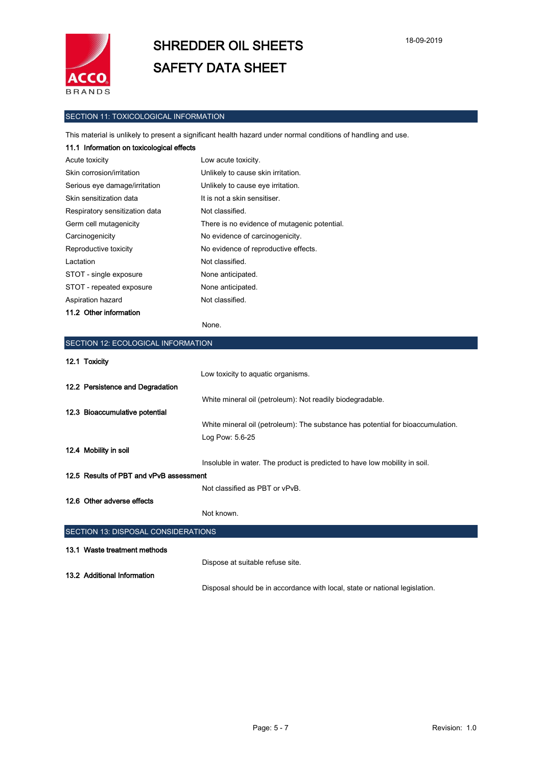## SECTION 11: TOXICOLOGICAL INFORMATION

This material is unlikely to present a significant health hazard under normal conditions of handling and use.

### 11.1 Information on toxicological effects

| | |
|---|---|
| Acute toxicity | Low acute toxicity. |
| Skin corrosion/irritation | Unlikely to cause skin irritation. |
| Serious eye damage/irritation | Unlikely to cause eye irritation. |
| Skin sensitization data | It is not a skin sensitiser. |
| Respiratory sensitization data | Not classified. |
| Germ cell mutagenicity | There is no evidence of mutagenic potential. |
| Carcinogenicity | No evidence of carcinogenicity. |
| Reproductive toxicity | No evidence of reproductive effects. |
| Lactation | Not classified. |
| STOT - single exposure | None anticipated. |
| STOT - repeated exposure | None anticipated. |
| Aspiration hazard | Not classified. |

### 11.2 Other information

None.

## SECTION 12: ECOLOGICAL INFORMATION

### 12.1 Toxicity

Low toxicity to aquatic organisms.

### 12.2 Persistence and Degradation

White mineral oil (petroleum): Not readily biodegradable.

### 12.3 Bioaccumulative potential

White mineral oil (petroleum): The substance has potential for bioaccumulation.

Log Pow: 5.6-25

### 12.4 Mobility in soil

Insoluble in water. The product is predicted to have low mobility in soil.

### 12.5 Results of PBT and vPvB assessment

Not classified as PBT or vPvB.

### 12.6 Other adverse effects

Not known.

## SECTION 13: DISPOSAL CONSIDERATIONS

### 13.1 Waste treatment methods

Dispose at suitable refuse site.

### 13.2 Additional Information

Disposal should be in accordance with local, state or national legislation.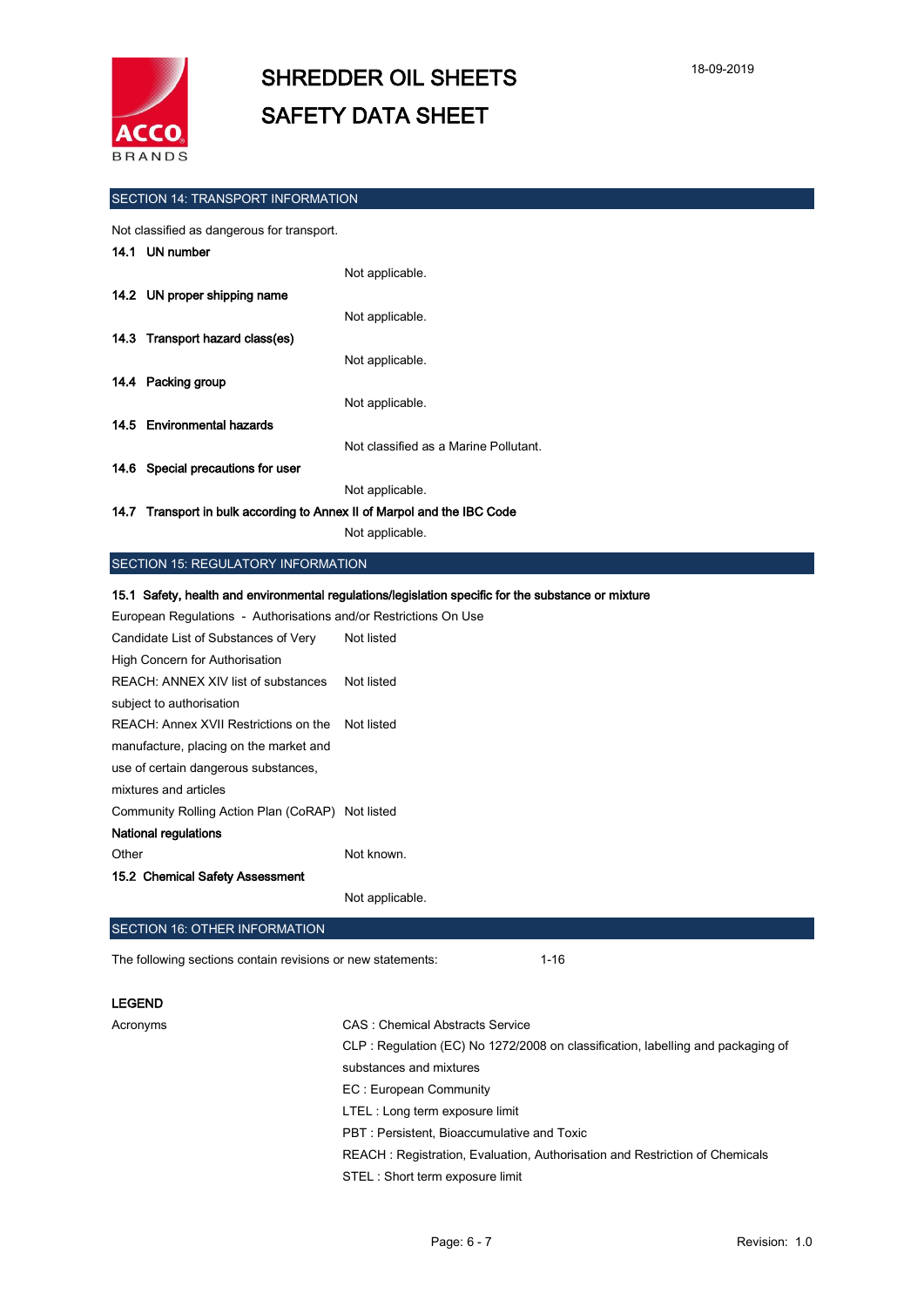## SECTION 14: TRANSPORT INFORMATION

Not classified as dangerous for transport.

**14.1 UN number**

Not applicable.

**14.2 UN proper shipping name**

Not applicable.

**14.3 Transport hazard class(es)**

Not applicable.

**14.4 Packing group**

Not applicable.

**14.5 Environmental hazards**

Not classified as a Marine Pollutant.

**14.6 Special precautions for user**

Not applicable.

**14.7 Transport in bulk according to Annex II of Marpol and the IBC Code**

Not applicable.

## SECTION 15: REGULATORY INFORMATION

**15.1 Safety, health and environmental regulations/legislation specific for the substance or mixture**

European Regulations - Authorisations and/or Restrictions On Use

| | |
|---|---|
| Candidate List of Substances of Very High Concern for Authorisation | Not listed |
| REACH: ANNEX XIV list of substances subject to authorisation | Not listed |
| REACH: Annex XVII Restrictions on the manufacture, placing on the market and use of certain dangerous substances, mixtures and articles | Not listed |
| Community Rolling Action Plan (CoRAP) | Not listed |

**National regulations**

| | |
|---|---|
| Other | Not known. |

**15.2 Chemical Safety Assessment**

Not applicable.

## SECTION 16: OTHER INFORMATION

The following sections contain revisions or new statements: 1-16

**LEGEND**

Acronyms

- CAS : Chemical Abstracts Service
- CLP : Regulation (EC) No 1272/2008 on classification, labelling and packaging of substances and mixtures
- EC : European Community
- LTEL : Long term exposure limit
- PBT : Persistent, Bioaccumulative and Toxic
- REACH : Registration, Evaluation, Authorisation and Restriction of Chemicals
- STEL : Short term exposure limit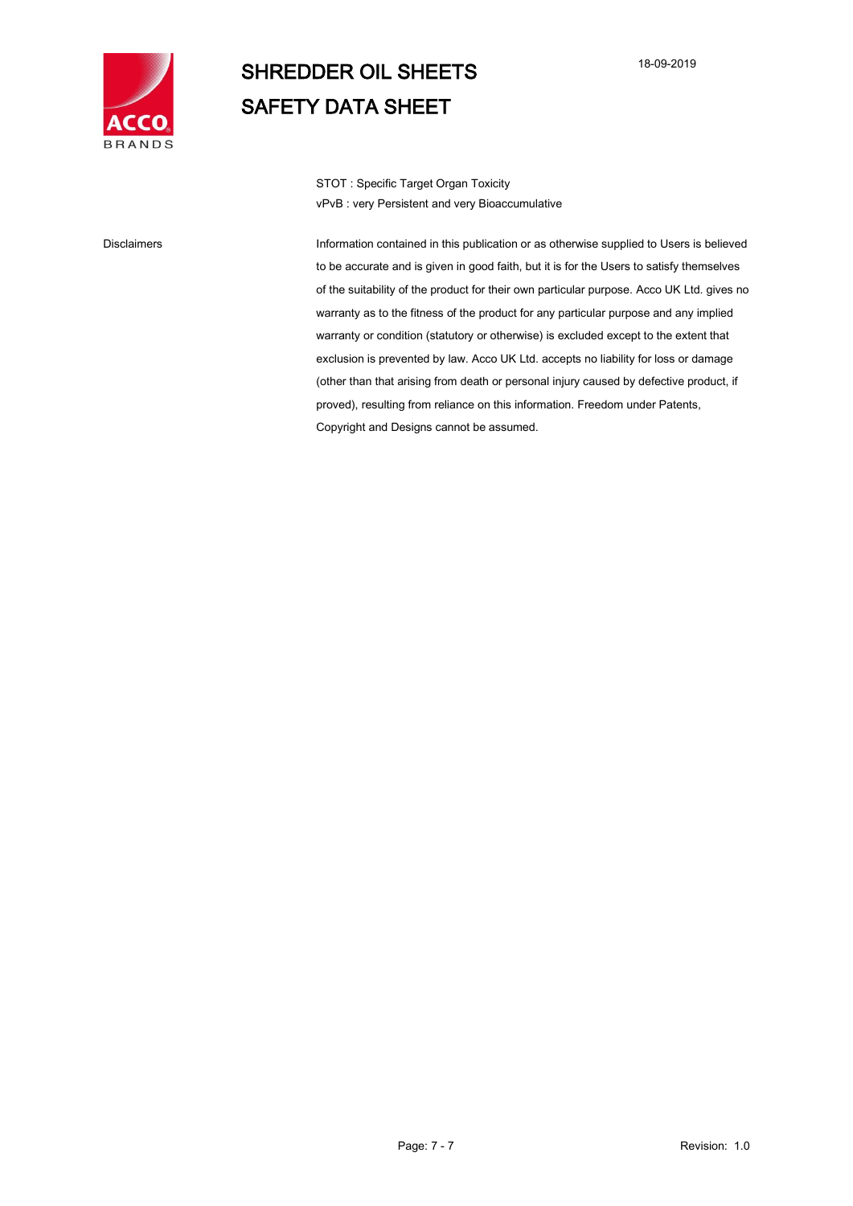STOT : Specific Target Organ Toxicity
vPvB : very Persistent and very Bioaccumulative

| | |
|---|---|
| Disclaimers | Information contained in this publication or as otherwise supplied to Users is believed to be accurate and is given in good faith, but it is for the Users to satisfy themselves of the suitability of the product for their own particular purpose. Acco UK Ltd. gives no warranty as to the fitness of the product for any particular purpose and any implied warranty or condition (statutory or otherwise) is excluded except to the extent that exclusion is prevented by law. Acco UK Ltd. accepts no liability for loss or damage (other than that arising from death or personal injury caused by defective product, if proved), resulting from reliance on this information. Freedom under Patents, Copyright and Designs cannot be assumed. |